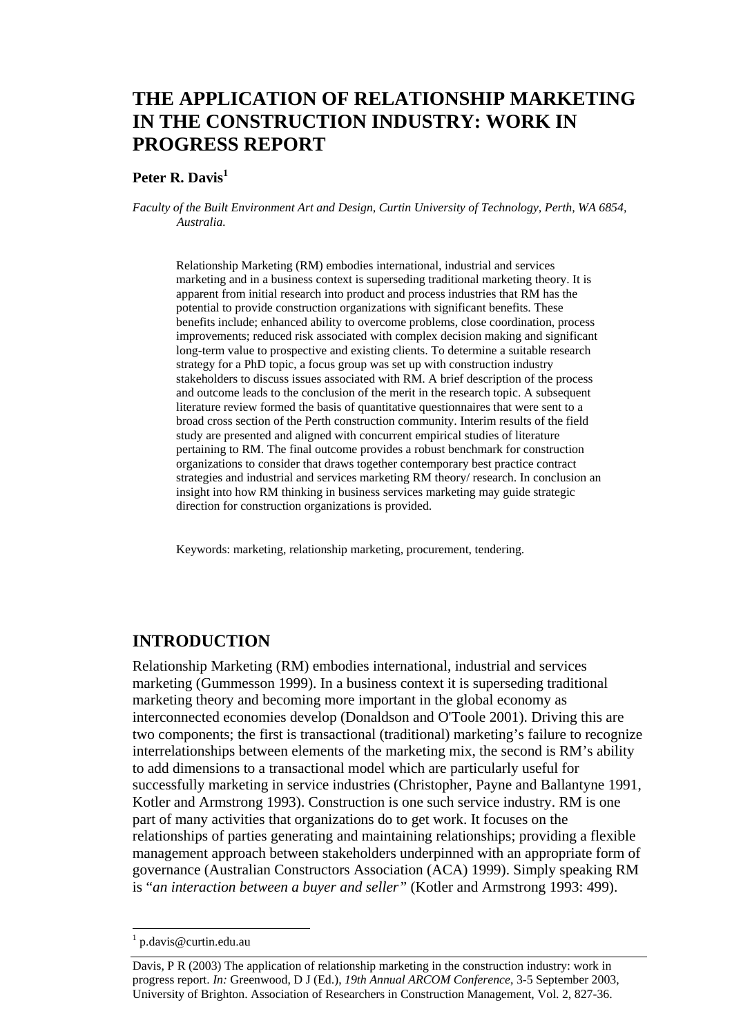# THE APPLICATION OF RELATIONSHIP MARKETING IN THE CONSTRUCTION INDUSTRY: WORK IN PROGRESS REPORT

**Peter R. Davis**[1]

*Faculty of the Built Environment Art and Design, Curtin University of Technology, Perth, WA 6854, Australia.*

Relationship Marketing (RM) embodies international, industrial and services marketing and in a business context is superseding traditional marketing theory. It is apparent from initial research into product and process industries that RM has the potential to provide construction organizations with significant benefits. These benefits include; enhanced ability to overcome problems, close coordination, process improvements; reduced risk associated with complex decision making and significant long-term value to prospective and existing clients. To determine a suitable research strategy for a PhD topic, a focus group was set up with construction industry stakeholders to discuss issues associated with RM. A brief description of the process and outcome leads to the conclusion of the merit in the research topic. A subsequent literature review formed the basis of quantitative questionnaires that were sent to a broad cross section of the Perth construction community. Interim results of the field study are presented and aligned with concurrent empirical studies of literature pertaining to RM. The final outcome provides a robust benchmark for construction organizations to consider that draws together contemporary best practice contract strategies and industrial and services marketing RM theory/ research. In conclusion an insight into how RM thinking in business services marketing may guide strategic direction for construction organizations is provided.

Keywords: marketing, relationship marketing, procurement, tendering.

## INTRODUCTION

Relationship Marketing (RM) embodies international, industrial and services marketing (Gummesson 1999). In a business context it is superseding traditional marketing theory and becoming more important in the global economy as interconnected economies develop (Donaldson and O'Toole 2001). Driving this are two components; the first is transactional (traditional) marketing's failure to recognize interrelationships between elements of the marketing mix, the second is RM's ability to add dimensions to a transactional model which are particularly useful for successfully marketing in service industries (Christopher, Payne and Ballantyne 1991, Kotler and Armstrong 1993). Construction is one such service industry. RM is one part of many activities that organizations do to get work. It focuses on the relationships of parties generating and maintaining relationships; providing a flexible management approach between stakeholders underpinned with an appropriate form of governance (Australian Constructors Association (ACA) 1999). Simply speaking RM is "*an interaction between a buyer and seller"* (Kotler and Armstrong 1993: 499).

[1] p.davis@curtin.edu.au

Davis, P R (2003) The application of relationship marketing in the construction industry: work in progress report. *In:* Greenwood, D J (Ed.), *19th Annual ARCOM Conference*, 3-5 September 2003, University of Brighton. Association of Researchers in Construction Management, Vol. 2, 827-36.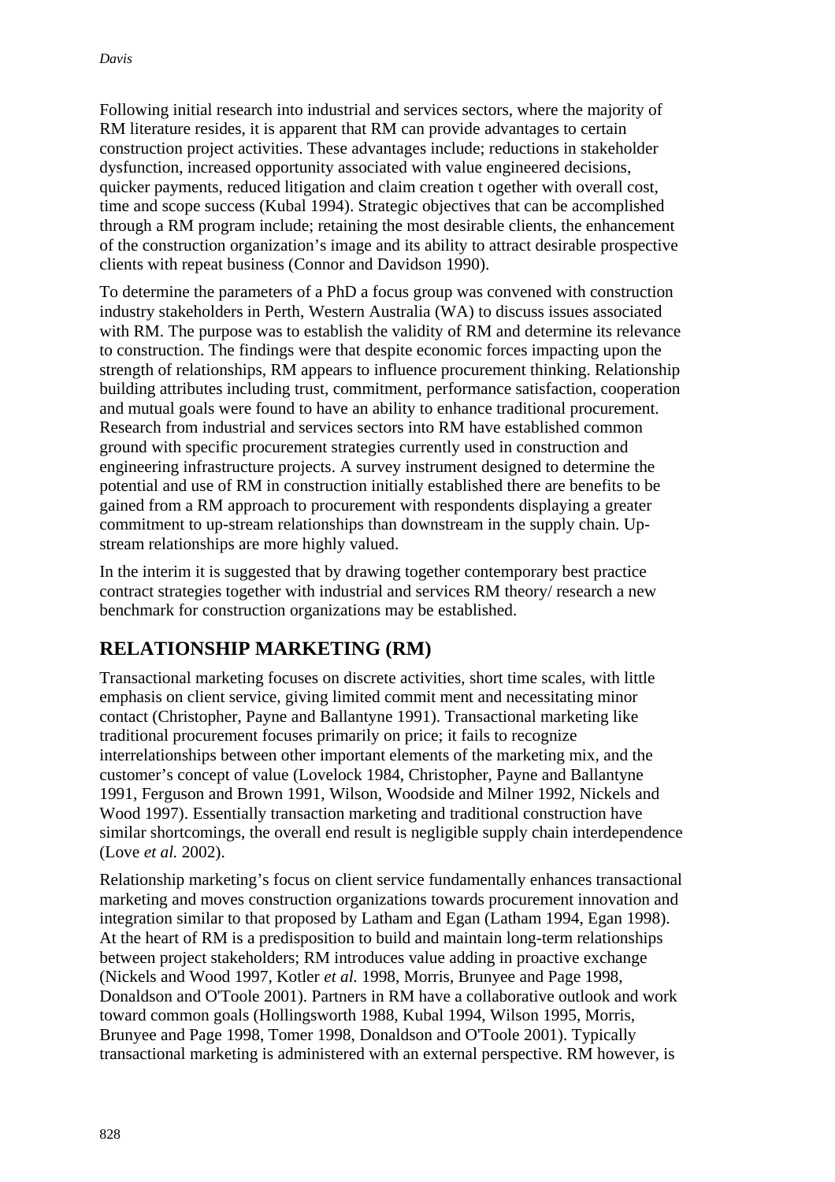Following initial research into industrial and services sectors, where the majority of RM literature resides, it is apparent that RM can provide advantages to certain construction project activities. These advantages include; reductions in stakeholder dysfunction, increased opportunity associated with value engineered decisions, quicker payments, reduced litigation and claim creation t ogether with overall cost, time and scope success (Kubal 1994). Strategic objectives that can be accomplished through a RM program include; retaining the most desirable clients, the enhancement of the construction organization's image and its ability to attract desirable prospective clients with repeat business (Connor and Davidson 1990).

To determine the parameters of a PhD a focus group was convened with construction industry stakeholders in Perth, Western Australia (WA) to discuss issues associated with RM. The purpose was to establish the validity of RM and determine its relevance to construction. The findings were that despite economic forces impacting upon the strength of relationships, RM appears to influence procurement thinking. Relationship building attributes including trust, commitment, performance satisfaction, cooperation and mutual goals were found to have an ability to enhance traditional procurement. Research from industrial and services sectors into RM have established common ground with specific procurement strategies currently used in construction and engineering infrastructure projects. A survey instrument designed to determine the potential and use of RM in construction initially established there are benefits to be gained from a RM approach to procurement with respondents displaying a greater commitment to up-stream relationships than downstream in the supply chain. Up-stream relationships are more highly valued.

In the interim it is suggested that by drawing together contemporary best practice contract strategies together with industrial and services RM theory/ research a new benchmark for construction organizations may be established.

## RELATIONSHIP MARKETING (RM)

Transactional marketing focuses on discrete activities, short time scales, with little emphasis on client service, giving limited commit ment and necessitating minor contact (Christopher, Payne and Ballantyne 1991). Transactional marketing like traditional procurement focuses primarily on price; it fails to recognize interrelationships between other important elements of the marketing mix, and the customer's concept of value (Lovelock 1984, Christopher, Payne and Ballantyne 1991, Ferguson and Brown 1991, Wilson, Woodside and Milner 1992, Nickels and Wood 1997). Essentially transaction marketing and traditional construction have similar shortcomings, the overall end result is negligible supply chain interdependence (Love *et al.* 2002).

Relationship marketing's focus on client service fundamentally enhances transactional marketing and moves construction organizations towards procurement innovation and integration similar to that proposed by Latham and Egan (Latham 1994, Egan 1998). At the heart of RM is a predisposition to build and maintain long-term relationships between project stakeholders; RM introduces value adding in proactive exchange (Nickels and Wood 1997, Kotler *et al.* 1998, Morris, Brunyee and Page 1998, Donaldson and O'Toole 2001). Partners in RM have a collaborative outlook and work toward common goals (Hollingsworth 1988, Kubal 1994, Wilson 1995, Morris, Brunyee and Page 1998, Tomer 1998, Donaldson and O'Toole 2001). Typically transactional marketing is administered with an external perspective. RM however, is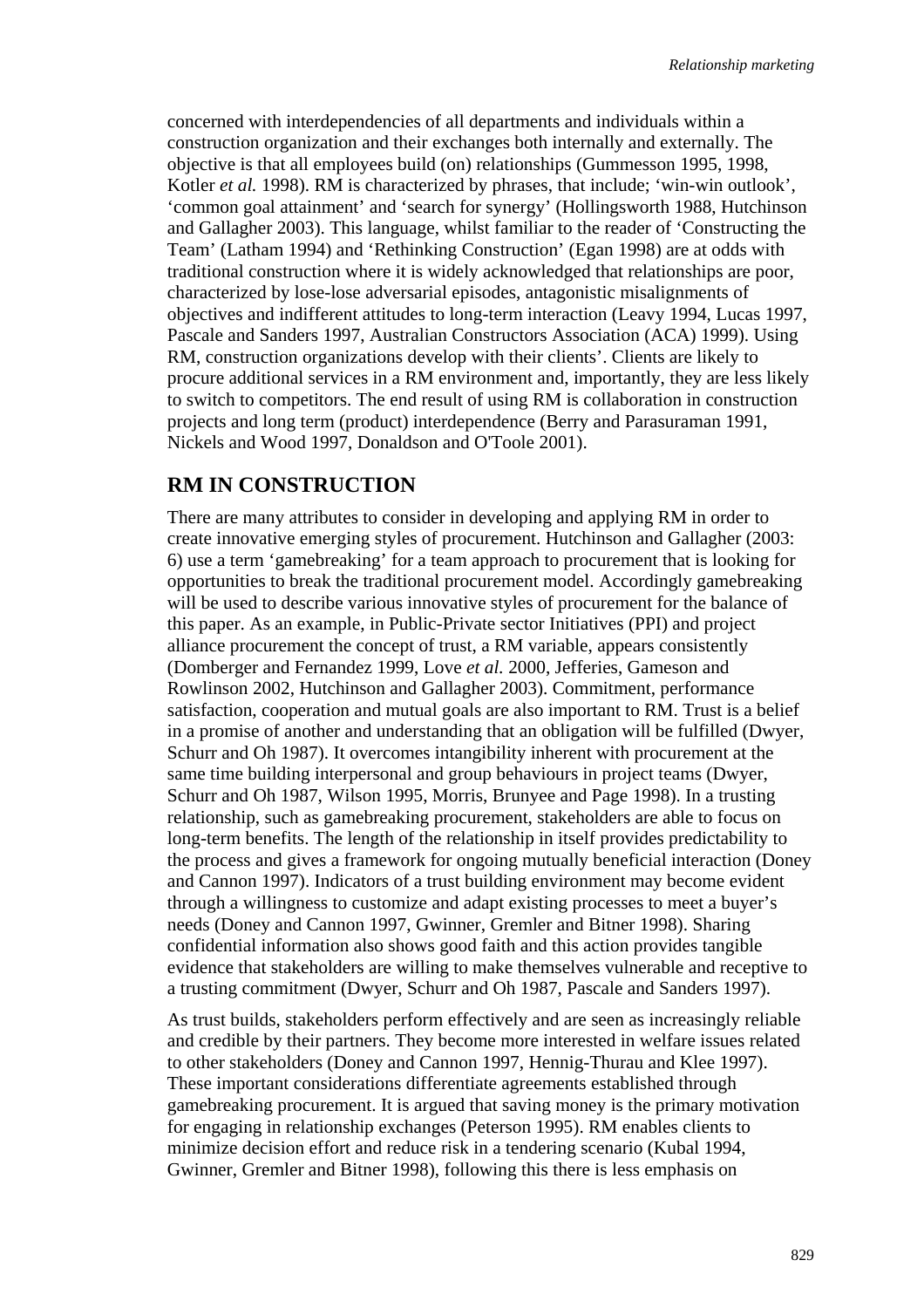concerned with interdependencies of all departments and individuals within a construction organization and their exchanges both internally and externally. The objective is that all employees build (on) relationships (Gummesson 1995, 1998, Kotler *et al.* 1998). RM is characterized by phrases, that include; 'win-win outlook', 'common goal attainment' and 'search for synergy' (Hollingsworth 1988, Hutchinson and Gallagher 2003). This language, whilst familiar to the reader of 'Constructing the Team' (Latham 1994) and 'Rethinking Construction' (Egan 1998) are at odds with traditional construction where it is widely acknowledged that relationships are poor, characterized by lose-lose adversarial episodes, antagonistic misalignments of objectives and indifferent attitudes to long-term interaction (Leavy 1994, Lucas 1997, Pascale and Sanders 1997, Australian Constructors Association (ACA) 1999). Using RM, construction organizations develop with their clients'. Clients are likely to procure additional services in a RM environment and, importantly, they are less likely to switch to competitors. The end result of using RM is collaboration in construction projects and long term (product) interdependence (Berry and Parasuraman 1991, Nickels and Wood 1997, Donaldson and O'Toole 2001).

## RM IN CONSTRUCTION

There are many attributes to consider in developing and applying RM in order to create innovative emerging styles of procurement. Hutchinson and Gallagher (2003: 6) use a term 'gamebreaking' for a team approach to procurement that is looking for opportunities to break the traditional procurement model. Accordingly gamebreaking will be used to describe various innovative styles of procurement for the balance of this paper. As an example, in Public-Private sector Initiatives (PPI) and project alliance procurement the concept of trust, a RM variable, appears consistently (Domberger and Fernandez 1999, Love *et al.* 2000, Jefferies, Gameson and Rowlinson 2002, Hutchinson and Gallagher 2003). Commitment, performance satisfaction, cooperation and mutual goals are also important to RM. Trust is a belief in a promise of another and understanding that an obligation will be fulfilled (Dwyer, Schurr and Oh 1987). It overcomes intangibility inherent with procurement at the same time building interpersonal and group behaviours in project teams (Dwyer, Schurr and Oh 1987, Wilson 1995, Morris, Brunyee and Page 1998). In a trusting relationship, such as gamebreaking procurement, stakeholders are able to focus on long-term benefits. The length of the relationship in itself provides predictability to the process and gives a framework for ongoing mutually beneficial interaction (Doney and Cannon 1997). Indicators of a trust building environment may become evident through a willingness to customize and adapt existing processes to meet a buyer's needs (Doney and Cannon 1997, Gwinner, Gremler and Bitner 1998). Sharing confidential information also shows good faith and this action provides tangible evidence that stakeholders are willing to make themselves vulnerable and receptive to a trusting commitment (Dwyer, Schurr and Oh 1987, Pascale and Sanders 1997).

As trust builds, stakeholders perform effectively and are seen as increasingly reliable and credible by their partners. They become more interested in welfare issues related to other stakeholders (Doney and Cannon 1997, Hennig-Thurau and Klee 1997). These important considerations differentiate agreements established through gamebreaking procurement. It is argued that saving money is the primary motivation for engaging in relationship exchanges (Peterson 1995). RM enables clients to minimize decision effort and reduce risk in a tendering scenario (Kubal 1994, Gwinner, Gremler and Bitner 1998), following this there is less emphasis on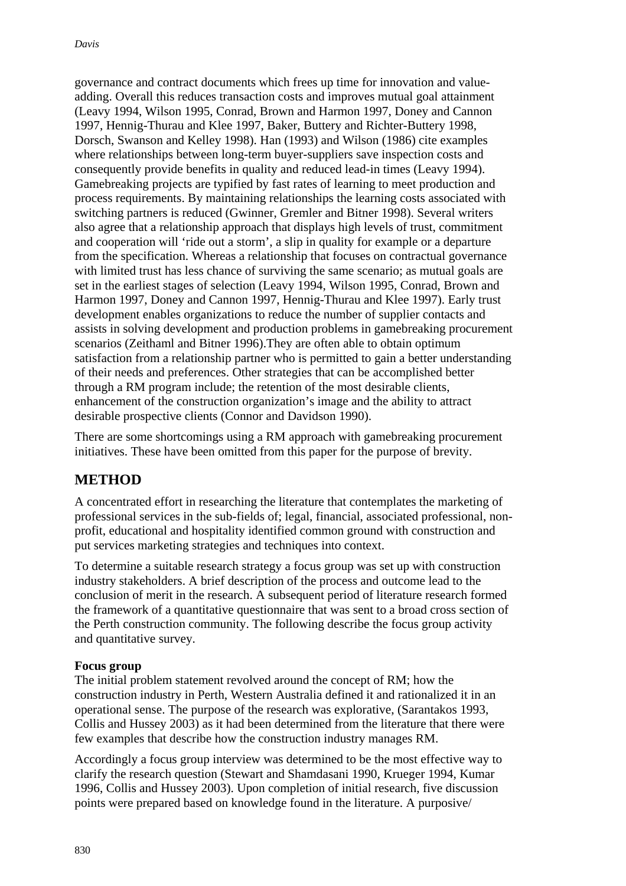governance and contract documents which frees up time for innovation and value-adding. Overall this reduces transaction costs and improves mutual goal attainment (Leavy 1994, Wilson 1995, Conrad, Brown and Harmon 1997, Doney and Cannon 1997, Hennig-Thurau and Klee 1997, Baker, Buttery and Richter-Buttery 1998, Dorsch, Swanson and Kelley 1998). Han (1993) and Wilson (1986) cite examples where relationships between long-term buyer-suppliers save inspection costs and consequently provide benefits in quality and reduced lead-in times (Leavy 1994). Gamebreaking projects are typified by fast rates of learning to meet production and process requirements. By maintaining relationships the learning costs associated with switching partners is reduced (Gwinner, Gremler and Bitner 1998). Several writers also agree that a relationship approach that displays high levels of trust, commitment and cooperation will 'ride out a storm', a slip in quality for example or a departure from the specification. Whereas a relationship that focuses on contractual governance with limited trust has less chance of surviving the same scenario; as mutual goals are set in the earliest stages of selection (Leavy 1994, Wilson 1995, Conrad, Brown and Harmon 1997, Doney and Cannon 1997, Hennig-Thurau and Klee 1997). Early trust development enables organizations to reduce the number of supplier contacts and assists in solving development and production problems in gamebreaking procurement scenarios (Zeithaml and Bitner 1996).They are often able to obtain optimum satisfaction from a relationship partner who is permitted to gain a better understanding of their needs and preferences. Other strategies that can be accomplished better through a RM program include; the retention of the most desirable clients, enhancement of the construction organization's image and the ability to attract desirable prospective clients (Connor and Davidson 1990).

There are some shortcomings using a RM approach with gamebreaking procurement initiatives. These have been omitted from this paper for the purpose of brevity.

## METHOD

A concentrated effort in researching the literature that contemplates the marketing of professional services in the sub-fields of; legal, financial, associated professional, non-profit, educational and hospitality identified common ground with construction and put services marketing strategies and techniques into context.

To determine a suitable research strategy a focus group was set up with construction industry stakeholders. A brief description of the process and outcome lead to the conclusion of merit in the research. A subsequent period of literature research formed the framework of a quantitative questionnaire that was sent to a broad cross section of the Perth construction community. The following describe the focus group activity and quantitative survey.

### Focus group

The initial problem statement revolved around the concept of RM; how the construction industry in Perth, Western Australia defined it and rationalized it in an operational sense. The purpose of the research was explorative, (Sarantakos 1993, Collis and Hussey 2003) as it had been determined from the literature that there were few examples that describe how the construction industry manages RM.

Accordingly a focus group interview was determined to be the most effective way to clarify the research question (Stewart and Shamdasani 1990, Krueger 1994, Kumar 1996, Collis and Hussey 2003). Upon completion of initial research, five discussion points were prepared based on knowledge found in the literature. A purposive/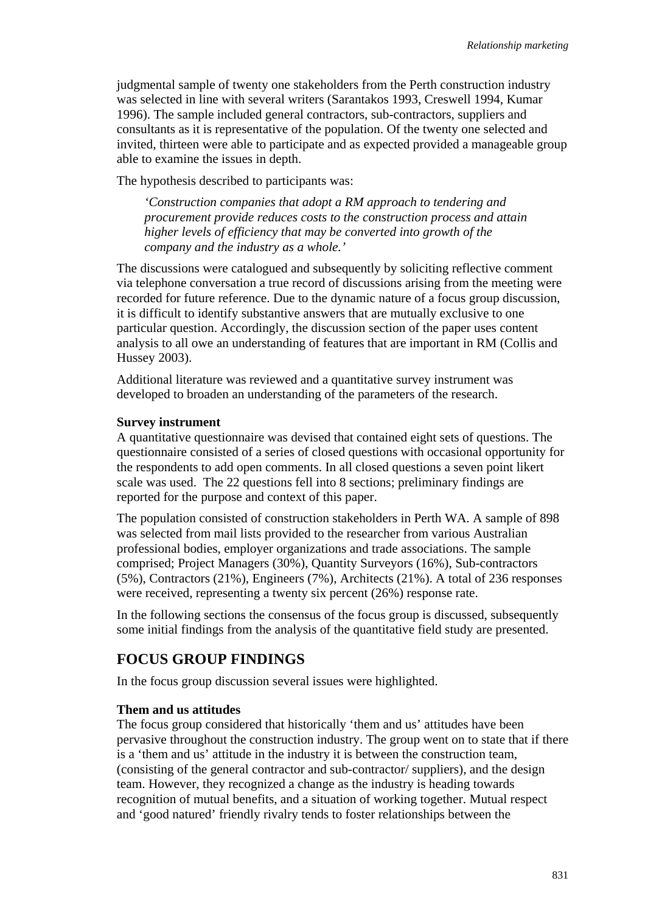judgmental sample of twenty one stakeholders from the Perth construction industry was selected in line with several writers (Sarantakos 1993, Creswell 1994, Kumar 1996). The sample included general contractors, sub-contractors, suppliers and consultants as it is representative of the population. Of the twenty one selected and invited, thirteen were able to participate and as expected provided a manageable group able to examine the issues in depth.

The hypothesis described to participants was:

> *'Construction companies that adopt a RM approach to tendering and procurement provide reduces costs to the construction process and attain higher levels of efficiency that may be converted into growth of the company and the industry as a whole.'*

The discussions were catalogued and subsequently by soliciting reflective comment via telephone conversation a true record of discussions arising from the meeting were recorded for future reference. Due to the dynamic nature of a focus group discussion, it is difficult to identify substantive answers that are mutually exclusive to one particular question. Accordingly, the discussion section of the paper uses content analysis to all owe an understanding of features that are important in RM (Collis and Hussey 2003).

Additional literature was reviewed and a quantitative survey instrument was developed to broaden an understanding of the parameters of the research.

**Survey instrument**

A quantitative questionnaire was devised that contained eight sets of questions. The questionnaire consisted of a series of closed questions with occasional opportunity for the respondents to add open comments. In all closed questions a seven point likert scale was used. The 22 questions fell into 8 sections; preliminary findings are reported for the purpose and context of this paper.

The population consisted of construction stakeholders in Perth WA. A sample of 898 was selected from mail lists provided to the researcher from various Australian professional bodies, employer organizations and trade associations. The sample comprised; Project Managers (30%), Quantity Surveyors (16%), Sub-contractors (5%), Contractors (21%), Engineers (7%), Architects (21%). A total of 236 responses were received, representing a twenty six percent (26%) response rate.

In the following sections the consensus of the focus group is discussed, subsequently some initial findings from the analysis of the quantitative field study are presented.

## FOCUS GROUP FINDINGS

In the focus group discussion several issues were highlighted.

**Them and us attitudes**

The focus group considered that historically 'them and us' attitudes have been pervasive throughout the construction industry. The group went on to state that if there is a 'them and us' attitude in the industry it is between the construction team, (consisting of the general contractor and sub-contractor/ suppliers), and the design team. However, they recognized a change as the industry is heading towards recognition of mutual benefits, and a situation of working together. Mutual respect and 'good natured' friendly rivalry tends to foster relationships between the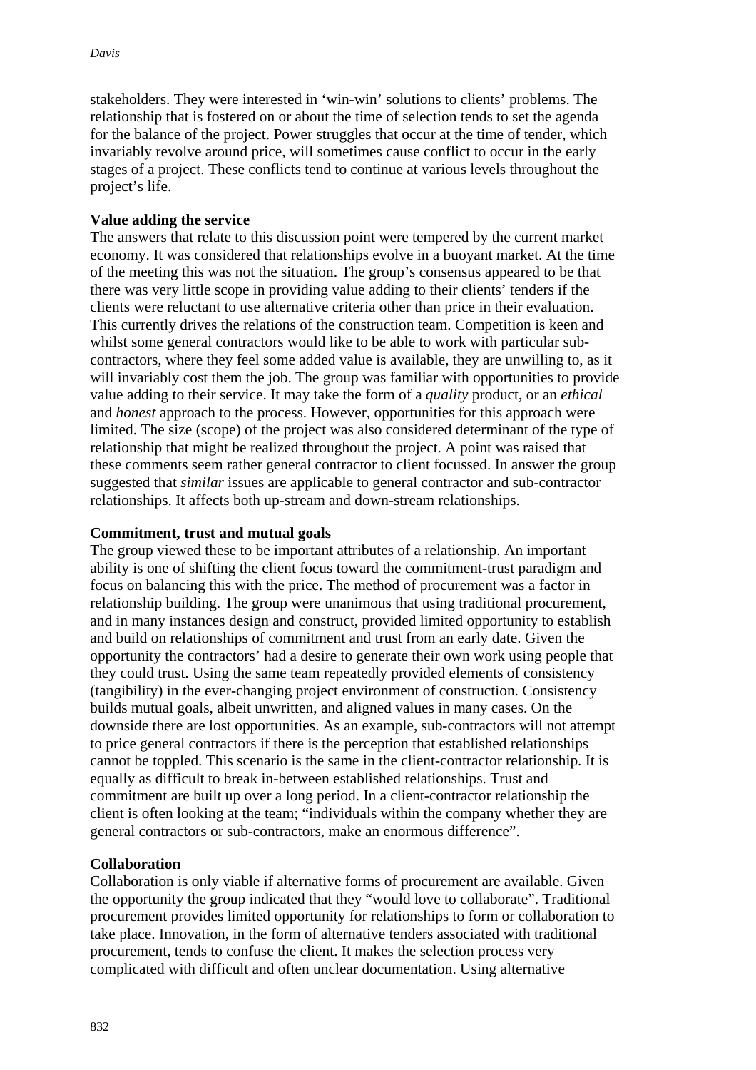stakeholders. They were interested in 'win-win' solutions to clients' problems. The relationship that is fostered on or about the time of selection tends to set the agenda for the balance of the project. Power struggles that occur at the time of tender, which invariably revolve around price, will sometimes cause conflict to occur in the early stages of a project. These conflicts tend to continue at various levels throughout the project's life.

**Value adding the service**

The answers that relate to this discussion point were tempered by the current market economy. It was considered that relationships evolve in a buoyant market. At the time of the meeting this was not the situation. The group's consensus appeared to be that there was very little scope in providing value adding to their clients' tenders if the clients were reluctant to use alternative criteria other than price in their evaluation. This currently drives the relations of the construction team. Competition is keen and whilst some general contractors would like to be able to work with particular sub-contractors, where they feel some added value is available, they are unwilling to, as it will invariably cost them the job. The group was familiar with opportunities to provide value adding to their service. It may take the form of a *quality* product, or an *ethical* and *honest* approach to the process. However, opportunities for this approach were limited. The size (scope) of the project was also considered determinant of the type of relationship that might be realized throughout the project. A point was raised that these comments seem rather general contractor to client focussed. In answer the group suggested that *similar* issues are applicable to general contractor and sub-contractor relationships. It affects both up-stream and down-stream relationships.

**Commitment, trust and mutual goals**

The group viewed these to be important attributes of a relationship. An important ability is one of shifting the client focus toward the commitment-trust paradigm and focus on balancing this with the price. The method of procurement was a factor in relationship building. The group were unanimous that using traditional procurement, and in many instances design and construct, provided limited opportunity to establish and build on relationships of commitment and trust from an early date. Given the opportunity the contractors' had a desire to generate their own work using people that they could trust. Using the same team repeatedly provided elements of consistency (tangibility) in the ever-changing project environment of construction. Consistency builds mutual goals, albeit unwritten, and aligned values in many cases. On the downside there are lost opportunities. As an example, sub-contractors will not attempt to price general contractors if there is the perception that established relationships cannot be toppled. This scenario is the same in the client-contractor relationship. It is equally as difficult to break in-between established relationships. Trust and commitment are built up over a long period. In a client-contractor relationship the client is often looking at the team; "individuals within the company whether they are general contractors or sub-contractors, make an enormous difference".

**Collaboration**

Collaboration is only viable if alternative forms of procurement are available. Given the opportunity the group indicated that they "would love to collaborate". Traditional procurement provides limited opportunity for relationships to form or collaboration to take place. Innovation, in the form of alternative tenders associated with traditional procurement, tends to confuse the client. It makes the selection process very complicated with difficult and often unclear documentation. Using alternative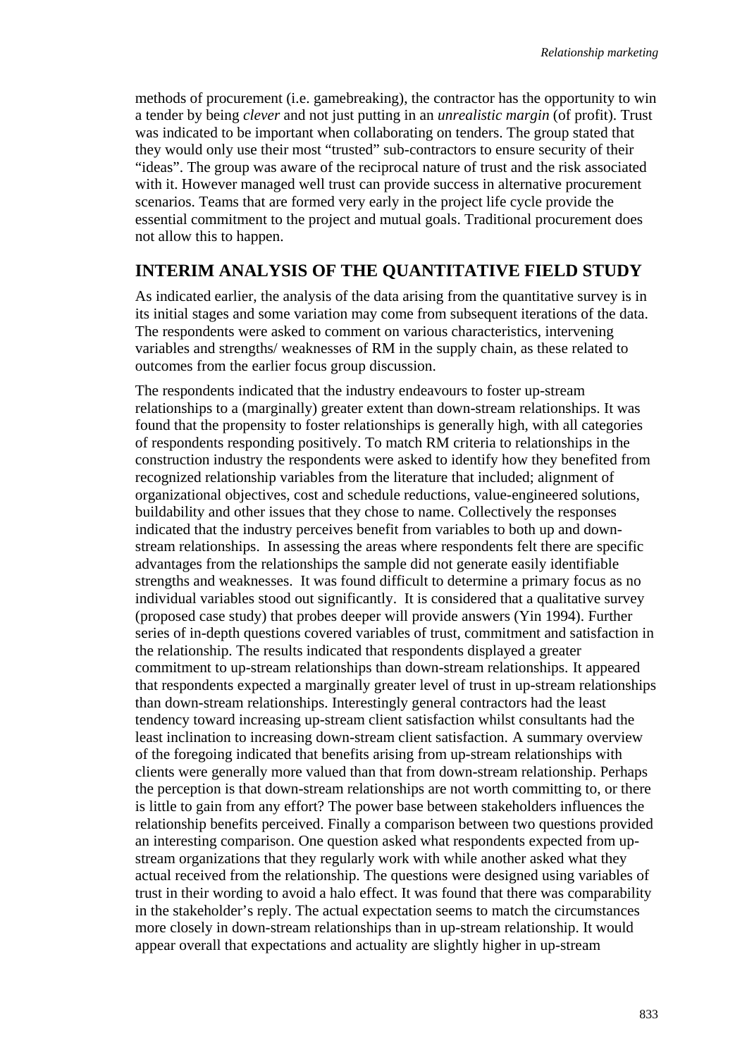methods of procurement (i.e. gamebreaking), the contractor has the opportunity to win a tender by being *clever* and not just putting in an *unrealistic margin* (of profit). Trust was indicated to be important when collaborating on tenders. The group stated that they would only use their most "trusted" sub-contractors to ensure security of their "ideas". The group was aware of the reciprocal nature of trust and the risk associated with it. However managed well trust can provide success in alternative procurement scenarios. Teams that are formed very early in the project life cycle provide the essential commitment to the project and mutual goals. Traditional procurement does not allow this to happen.

## INTERIM ANALYSIS OF THE QUANTITATIVE FIELD STUDY

As indicated earlier, the analysis of the data arising from the quantitative survey is in its initial stages and some variation may come from subsequent iterations of the data. The respondents were asked to comment on various characteristics, intervening variables and strengths/ weaknesses of RM in the supply chain, as these related to outcomes from the earlier focus group discussion.

The respondents indicated that the industry endeavours to foster up-stream relationships to a (marginally) greater extent than down-stream relationships. It was found that the propensity to foster relationships is generally high, with all categories of respondents responding positively. To match RM criteria to relationships in the construction industry the respondents were asked to identify how they benefited from recognized relationship variables from the literature that included; alignment of organizational objectives, cost and schedule reductions, value-engineered solutions, buildability and other issues that they chose to name. Collectively the responses indicated that the industry perceives benefit from variables to both up and down-stream relationships. In assessing the areas where respondents felt there are specific advantages from the relationships the sample did not generate easily identifiable strengths and weaknesses. It was found difficult to determine a primary focus as no individual variables stood out significantly. It is considered that a qualitative survey (proposed case study) that probes deeper will provide answers (Yin 1994). Further series of in-depth questions covered variables of trust, commitment and satisfaction in the relationship. The results indicated that respondents displayed a greater commitment to up-stream relationships than down-stream relationships. It appeared that respondents expected a marginally greater level of trust in up-stream relationships than down-stream relationships. Interestingly general contractors had the least tendency toward increasing up-stream client satisfaction whilst consultants had the least inclination to increasing down-stream client satisfaction. A summary overview of the foregoing indicated that benefits arising from up-stream relationships with clients were generally more valued than that from down-stream relationship. Perhaps the perception is that down-stream relationships are not worth committing to, or there is little to gain from any effort? The power base between stakeholders influences the relationship benefits perceived. Finally a comparison between two questions provided an interesting comparison. One question asked what respondents expected from up-stream organizations that they regularly work with while another asked what they actual received from the relationship. The questions were designed using variables of trust in their wording to avoid a halo effect. It was found that there was comparability in the stakeholder's reply. The actual expectation seems to match the circumstances more closely in down-stream relationships than in up-stream relationship. It would appear overall that expectations and actuality are slightly higher in up-stream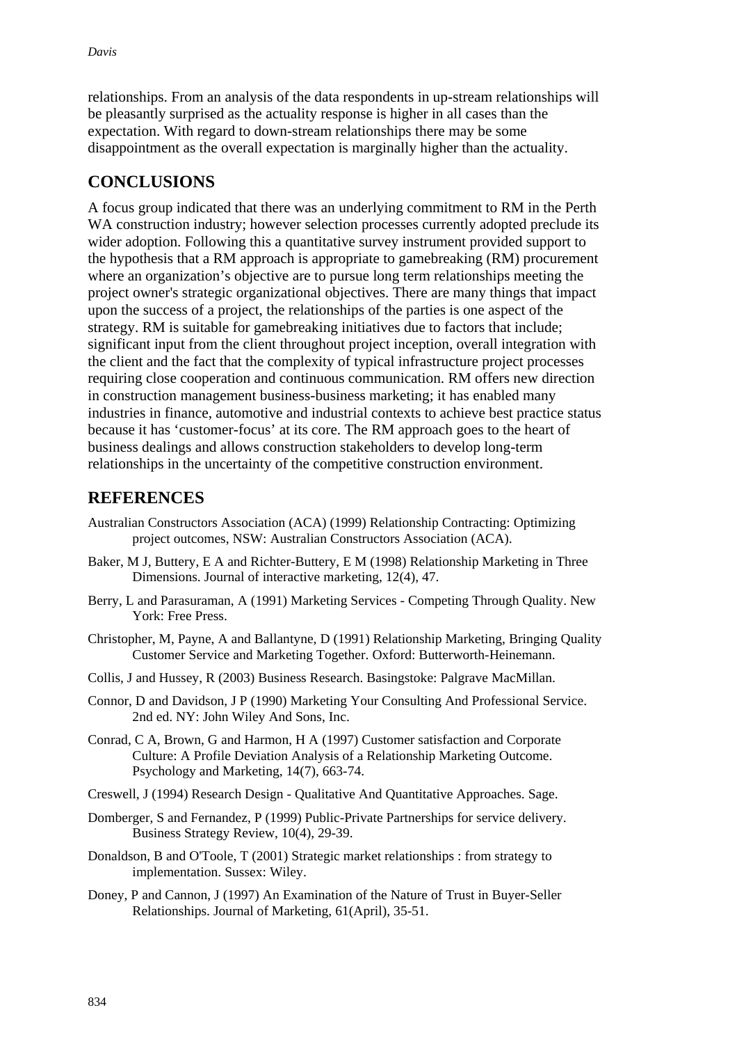relationships. From an analysis of the data respondents in up-stream relationships will be pleasantly surprised as the actuality response is higher in all cases than the expectation. With regard to down-stream relationships there may be some disappointment as the overall expectation is marginally higher than the actuality.

## CONCLUSIONS

A focus group indicated that there was an underlying commitment to RM in the Perth WA construction industry; however selection processes currently adopted preclude its wider adoption. Following this a quantitative survey instrument provided support to the hypothesis that a RM approach is appropriate to gamebreaking (RM) procurement where an organization's objective are to pursue long term relationships meeting the project owner's strategic organizational objectives. There are many things that impact upon the success of a project, the relationships of the parties is one aspect of the strategy. RM is suitable for gamebreaking initiatives due to factors that include; significant input from the client throughout project inception, overall integration with the client and the fact that the complexity of typical infrastructure project processes requiring close cooperation and continuous communication. RM offers new direction in construction management business-business marketing; it has enabled many industries in finance, automotive and industrial contexts to achieve best practice status because it has 'customer-focus' at its core. The RM approach goes to the heart of business dealings and allows construction stakeholders to develop long-term relationships in the uncertainty of the competitive construction environment.

## REFERENCES

Australian Constructors Association (ACA) (1999) Relationship Contracting: Optimizing project outcomes, NSW: Australian Constructors Association (ACA).

Baker, M J, Buttery, E A and Richter-Buttery, E M (1998) Relationship Marketing in Three Dimensions. Journal of interactive marketing, 12(4), 47.

Berry, L and Parasuraman, A (1991) Marketing Services - Competing Through Quality. New York: Free Press.

Christopher, M, Payne, A and Ballantyne, D (1991) Relationship Marketing, Bringing Quality Customer Service and Marketing Together. Oxford: Butterworth-Heinemann.

Collis, J and Hussey, R (2003) Business Research. Basingstoke: Palgrave MacMillan.

Connor, D and Davidson, J P (1990) Marketing Your Consulting And Professional Service. 2nd ed. NY: John Wiley And Sons, Inc.

Conrad, C A, Brown, G and Harmon, H A (1997) Customer satisfaction and Corporate Culture: A Profile Deviation Analysis of a Relationship Marketing Outcome. Psychology and Marketing, 14(7), 663-74.

Creswell, J (1994) Research Design - Qualitative And Quantitative Approaches. Sage.

Domberger, S and Fernandez, P (1999) Public-Private Partnerships for service delivery. Business Strategy Review, 10(4), 29-39.

Donaldson, B and O'Toole, T (2001) Strategic market relationships : from strategy to implementation. Sussex: Wiley.

Doney, P and Cannon, J (1997) An Examination of the Nature of Trust in Buyer-Seller Relationships. Journal of Marketing, 61(April), 35-51.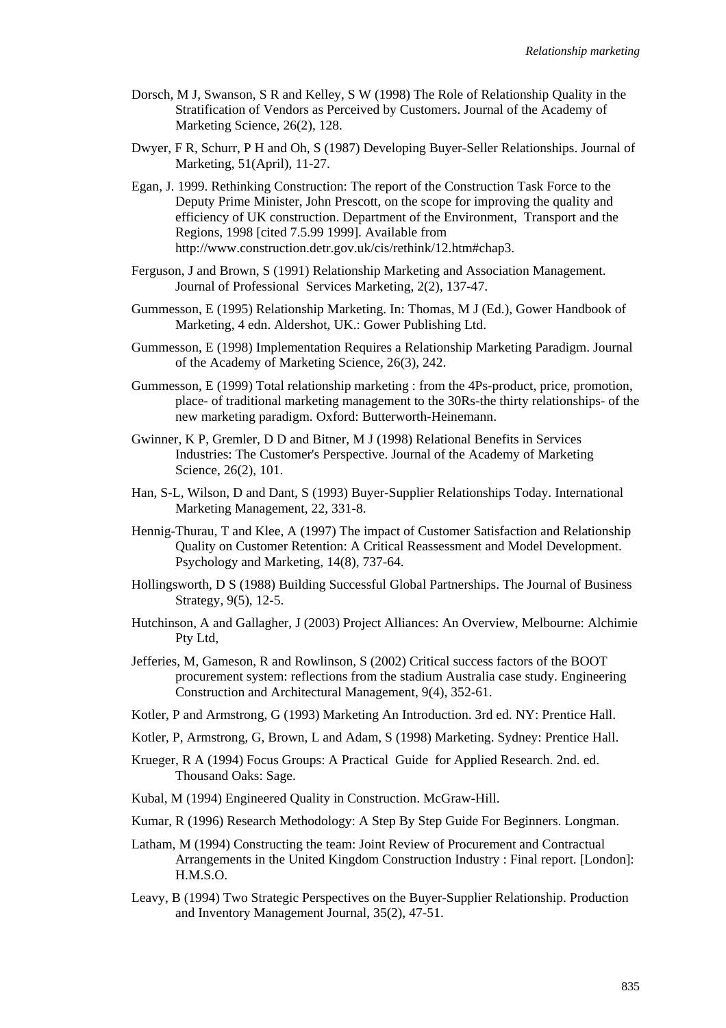Dorsch, M J, Swanson, S R and Kelley, S W (1998) The Role of Relationship Quality in the Stratification of Vendors as Perceived by Customers. Journal of the Academy of Marketing Science, 26(2), 128.

Dwyer, F R, Schurr, P H and Oh, S (1987) Developing Buyer-Seller Relationships. Journal of Marketing, 51(April), 11-27.

Egan, J. 1999. Rethinking Construction: The report of the Construction Task Force to the Deputy Prime Minister, John Prescott, on the scope for improving the quality and efficiency of UK construction. Department of the Environment, Transport and the Regions, 1998 [cited 7.5.99 1999]. Available from http://www.construction.detr.gov.uk/cis/rethink/12.htm#chap3.

Ferguson, J and Brown, S (1991) Relationship Marketing and Association Management. Journal of Professional Services Marketing, 2(2), 137-47.

Gummesson, E (1995) Relationship Marketing. In: Thomas, M J (Ed.), Gower Handbook of Marketing, 4 edn. Aldershot, UK.: Gower Publishing Ltd.

Gummesson, E (1998) Implementation Requires a Relationship Marketing Paradigm. Journal of the Academy of Marketing Science, 26(3), 242.

Gummesson, E (1999) Total relationship marketing : from the 4Ps-product, price, promotion, place- of traditional marketing management to the 30Rs-the thirty relationships- of the new marketing paradigm. Oxford: Butterworth-Heinemann.

Gwinner, K P, Gremler, D D and Bitner, M J (1998) Relational Benefits in Services Industries: The Customer's Perspective. Journal of the Academy of Marketing Science, 26(2), 101.

Han, S-L, Wilson, D and Dant, S (1993) Buyer-Supplier Relationships Today. International Marketing Management, 22, 331-8.

Hennig-Thurau, T and Klee, A (1997) The impact of Customer Satisfaction and Relationship Quality on Customer Retention: A Critical Reassessment and Model Development. Psychology and Marketing, 14(8), 737-64.

Hollingsworth, D S (1988) Building Successful Global Partnerships. The Journal of Business Strategy, 9(5), 12-5.

Hutchinson, A and Gallagher, J (2003) Project Alliances: An Overview, Melbourne: Alchimie Pty Ltd,

Jefferies, M, Gameson, R and Rowlinson, S (2002) Critical success factors of the BOOT procurement system: reflections from the stadium Australia case study. Engineering Construction and Architectural Management, 9(4), 352-61.

Kotler, P and Armstrong, G (1993) Marketing An Introduction. 3rd ed. NY: Prentice Hall.

Kotler, P, Armstrong, G, Brown, L and Adam, S (1998) Marketing. Sydney: Prentice Hall.

Krueger, R A (1994) Focus Groups: A Practical Guide for Applied Research. 2nd. ed. Thousand Oaks: Sage.

Kubal, M (1994) Engineered Quality in Construction. McGraw-Hill.

Kumar, R (1996) Research Methodology: A Step By Step Guide For Beginners. Longman.

Latham, M (1994) Constructing the team: Joint Review of Procurement and Contractual Arrangements in the United Kingdom Construction Industry : Final report. [London]: H.M.S.O.

Leavy, B (1994) Two Strategic Perspectives on the Buyer-Supplier Relationship. Production and Inventory Management Journal, 35(2), 47-51.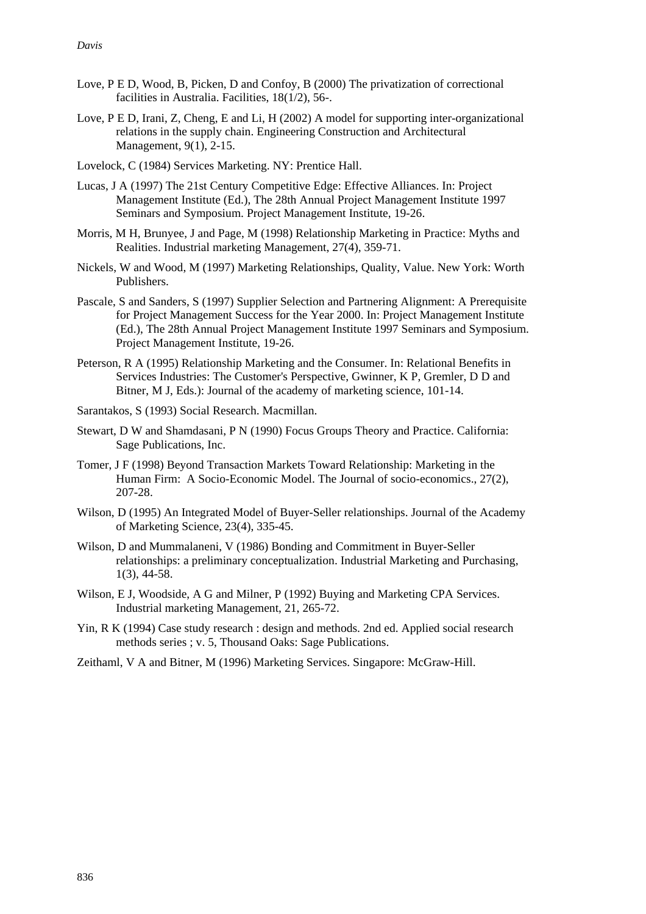Love, P E D, Wood, B, Picken, D and Confoy, B (2000) The privatization of correctional facilities in Australia. Facilities, 18(1/2), 56-.

Love, P E D, Irani, Z, Cheng, E and Li, H (2002) A model for supporting inter-organizational relations in the supply chain. Engineering Construction and Architectural Management, 9(1), 2-15.

Lovelock, C (1984) Services Marketing. NY: Prentice Hall.

Lucas, J A (1997) The 21st Century Competitive Edge: Effective Alliances. In: Project Management Institute (Ed.), The 28th Annual Project Management Institute 1997 Seminars and Symposium. Project Management Institute, 19-26.

Morris, M H, Brunyee, J and Page, M (1998) Relationship Marketing in Practice: Myths and Realities. Industrial marketing Management, 27(4), 359-71.

Nickels, W and Wood, M (1997) Marketing Relationships, Quality, Value. New York: Worth Publishers.

Pascale, S and Sanders, S (1997) Supplier Selection and Partnering Alignment: A Prerequisite for Project Management Success for the Year 2000. In: Project Management Institute (Ed.), The 28th Annual Project Management Institute 1997 Seminars and Symposium. Project Management Institute, 19-26.

Peterson, R A (1995) Relationship Marketing and the Consumer. In: Relational Benefits in Services Industries: The Customer's Perspective, Gwinner, K P, Gremler, D D and Bitner, M J, Eds.): Journal of the academy of marketing science, 101-14.

Sarantakos, S (1993) Social Research. Macmillan.

Stewart, D W and Shamdasani, P N (1990) Focus Groups Theory and Practice. California: Sage Publications, Inc.

Tomer, J F (1998) Beyond Transaction Markets Toward Relationship: Marketing in the Human Firm: A Socio-Economic Model. The Journal of socio-economics., 27(2), 207-28.

Wilson, D (1995) An Integrated Model of Buyer-Seller relationships. Journal of the Academy of Marketing Science, 23(4), 335-45.

Wilson, D and Mummalaneni, V (1986) Bonding and Commitment in Buyer-Seller relationships: a preliminary conceptualization. Industrial Marketing and Purchasing, 1(3), 44-58.

Wilson, E J, Woodside, A G and Milner, P (1992) Buying and Marketing CPA Services. Industrial marketing Management, 21, 265-72.

Yin, R K (1994) Case study research : design and methods. 2nd ed. Applied social research methods series ; v. 5, Thousand Oaks: Sage Publications.

Zeithaml, V A and Bitner, M (1996) Marketing Services. Singapore: McGraw-Hill.